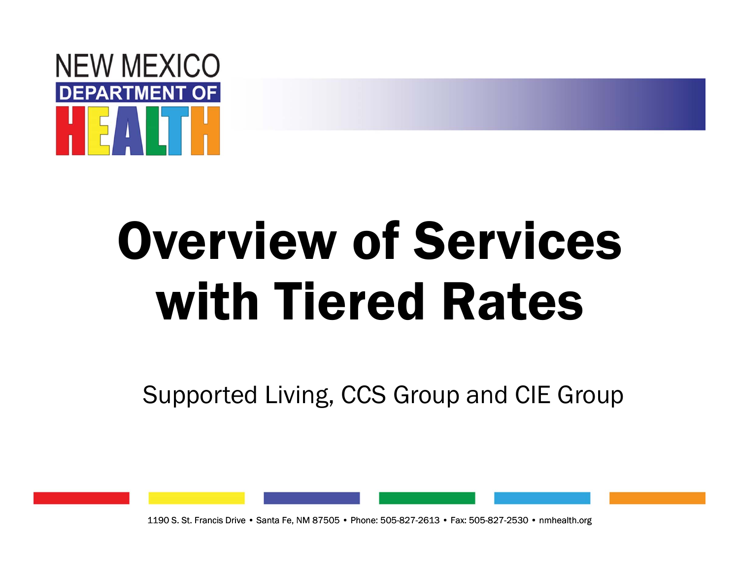NEW MEXICO DEPARTMENT OF HEALTH

# Overview of Services with Tiered Rates

Supported Living, CCS Group and CIE Group

1190 S. St. Francis Drive • Santa Fe, NM 87505 • Phone: 505-827-2613 • Fax: 505-827-2530 • nmhealth.org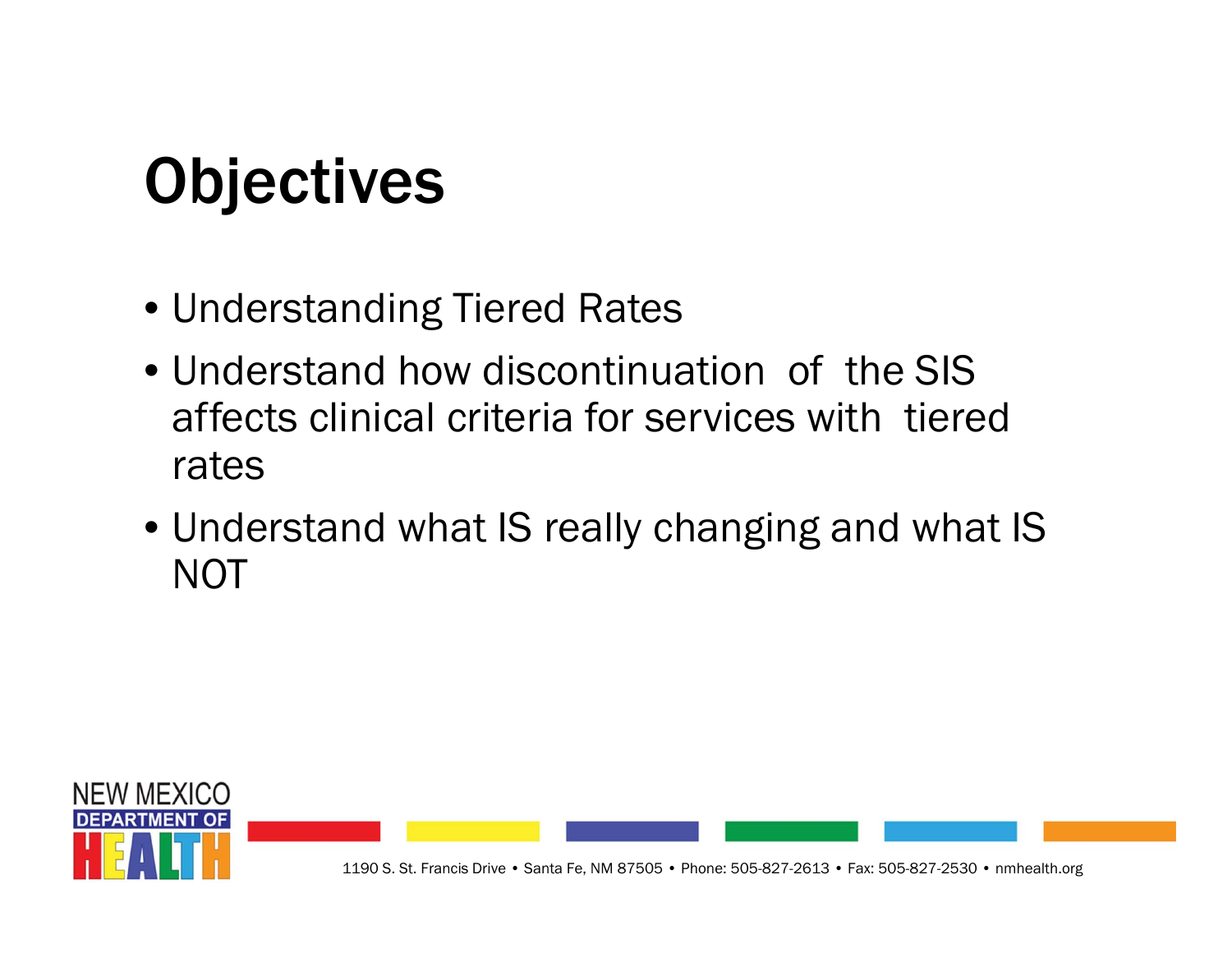# Objectives

- Understanding Tiered Rates
- Understand how discontinuation of the SIS affects clinical criteria for services with tiered rates
- Understand what IS really changing and what IS NOT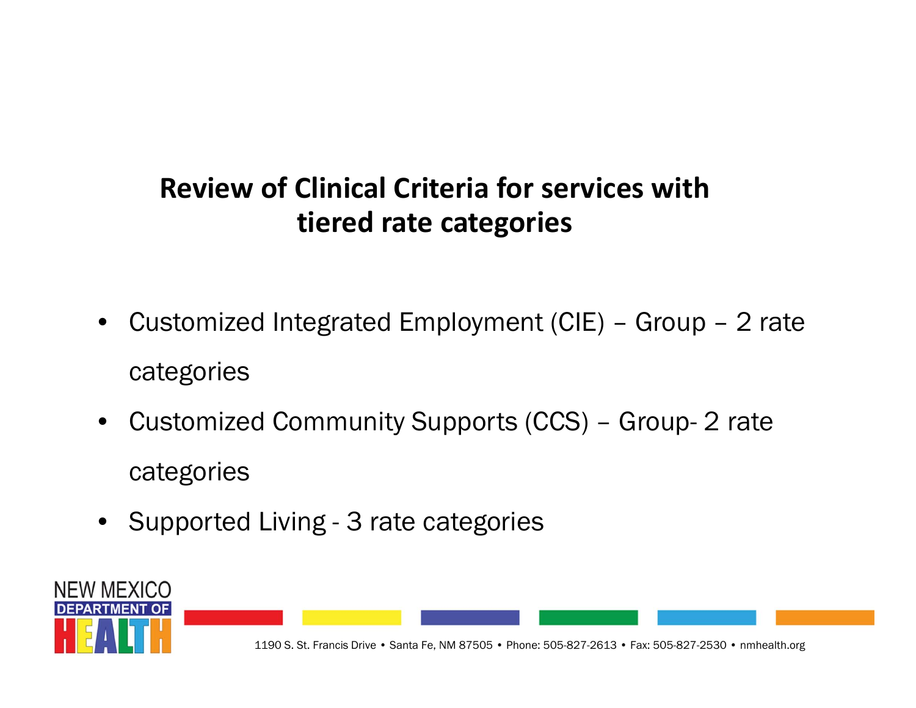# Review of Clinical Criteria for services with tiered rate categories

- Customized Integrated Employment (CIE) – Group – 2 rate categories
- Customized Community Supports (CCS) – Group- 2 rate categories
- Supported Living - 3 rate categories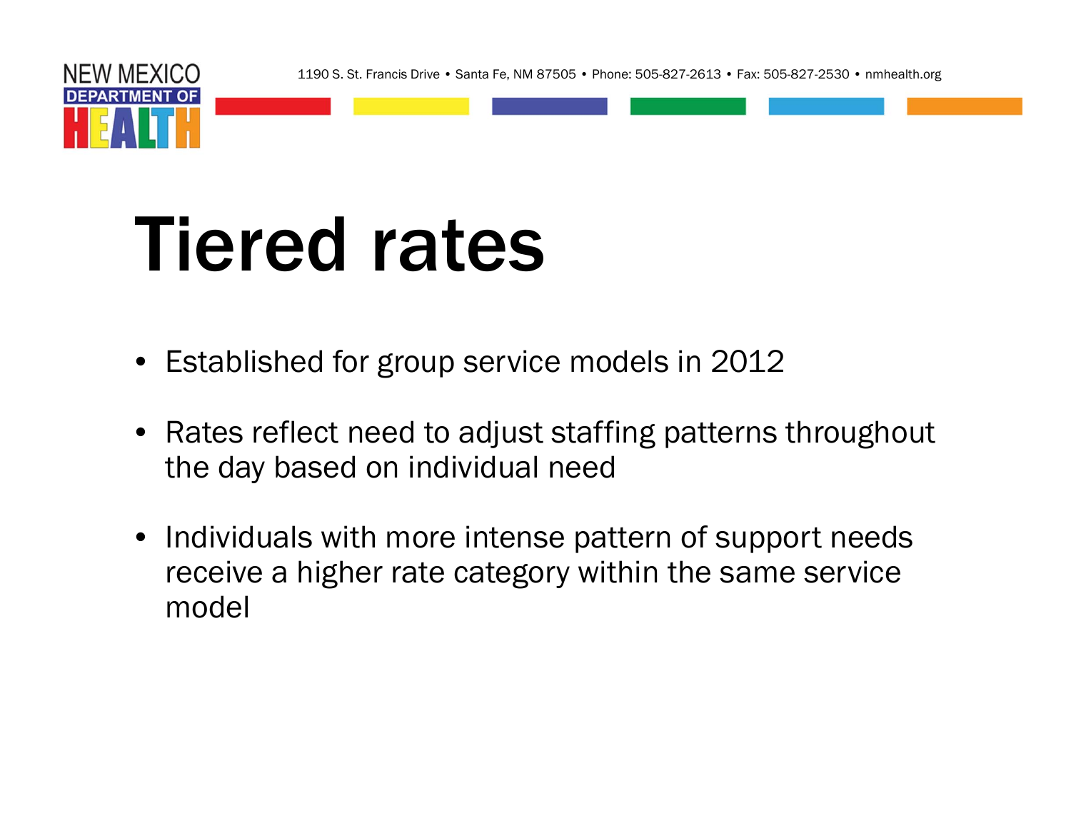# Tiered rates

- Established for group service models in 2012
- Rates reflect need to adjust staffing patterns throughout the day based on individual need
- Individuals with more intense pattern of support needs receive a higher rate category within the same service model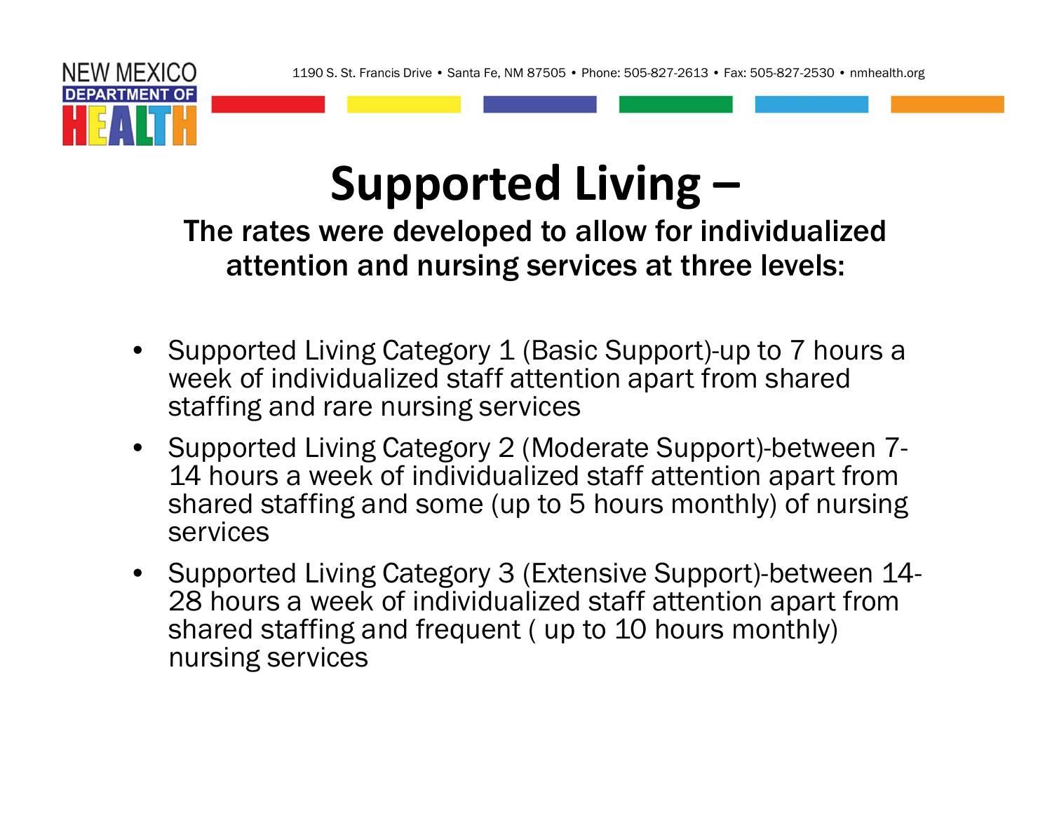# Supported Living –

## The rates were developed to allow for individualized attention and nursing services at three levels:

- Supported Living Category 1 (Basic Support)-up to 7 hours a week of individualized staff attention apart from shared staffing and rare nursing services
- Supported Living Category 2 (Moderate Support)-between 7-14 hours a week of individualized staff attention apart from shared staffing and some (up to 5 hours monthly) of nursing services
- Supported Living Category 3 (Extensive Support)-between 14-28 hours a week of individualized staff attention apart from shared staffing and frequent ( up to 10 hours monthly) nursing services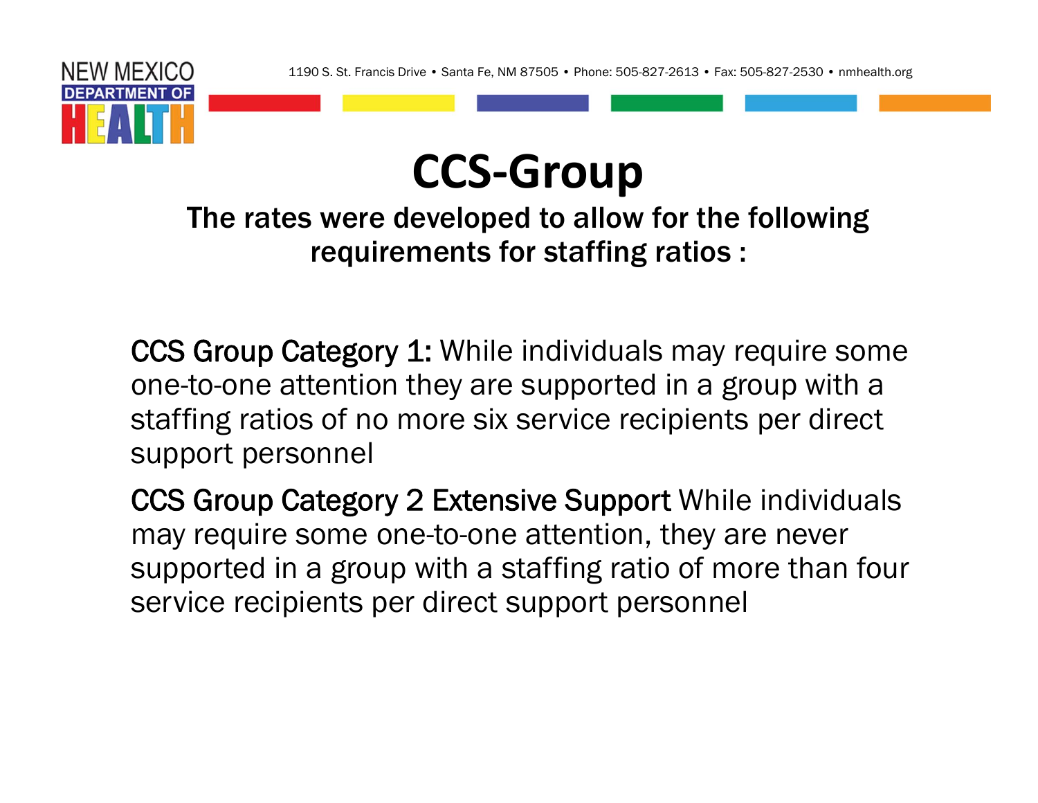# CCS-Group

**The rates were developed to allow for the following requirements for staffing ratios :**

CCS Group Category 1: While individuals may require some one-to-one attention they are supported in a group with a staffing ratios of no more six service recipients per direct support personnel

CCS Group Category 2 Extensive Support While individuals may require some one-to-one attention, they are never supported in a group with a staffing ratio of more than four service recipients per direct support personnel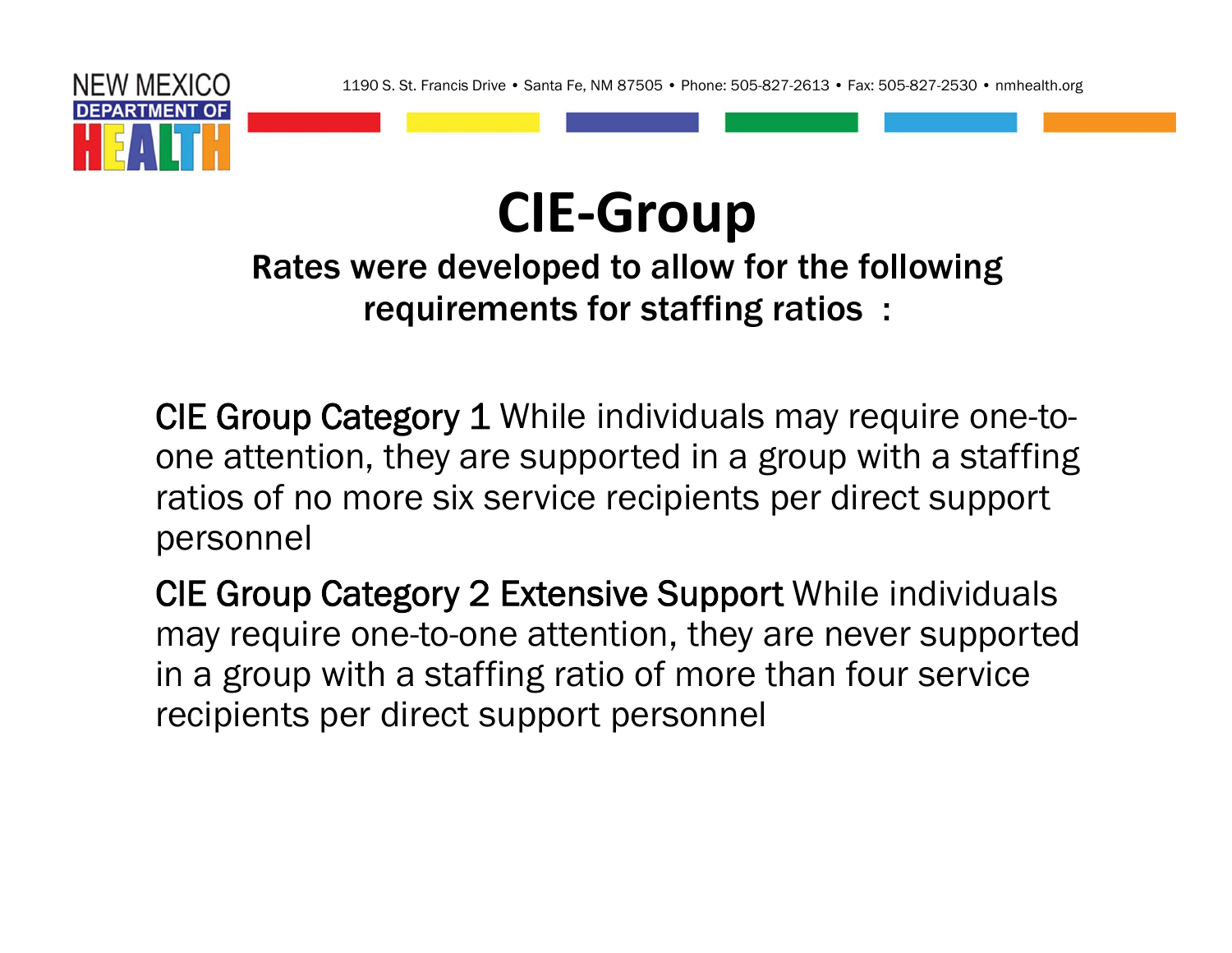# CIE-Group

**Rates were developed to allow for the following requirements for staffing ratios :**

CIE Group Category 1 While individuals may require one-to-one attention, they are supported in a group with a staffing ratios of no more six service recipients per direct support personnel

CIE Group Category 2 Extensive Support While individuals may require one-to-one attention, they are never supported in a group with a staffing ratio of more than four service recipients per direct support personnel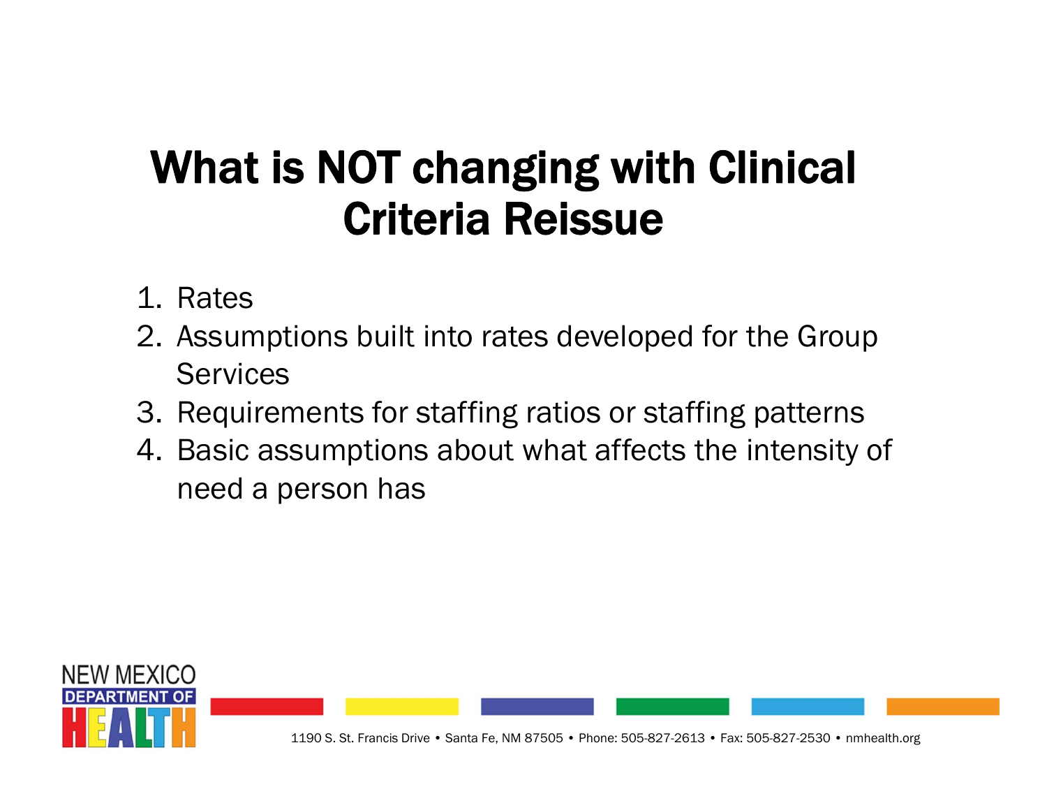# What is NOT changing with Clinical Criteria Reissue

1. Rates
2. Assumptions built into rates developed for the Group Services
3. Requirements for staffing ratios or staffing patterns
4. Basic assumptions about what affects the intensity of need a person has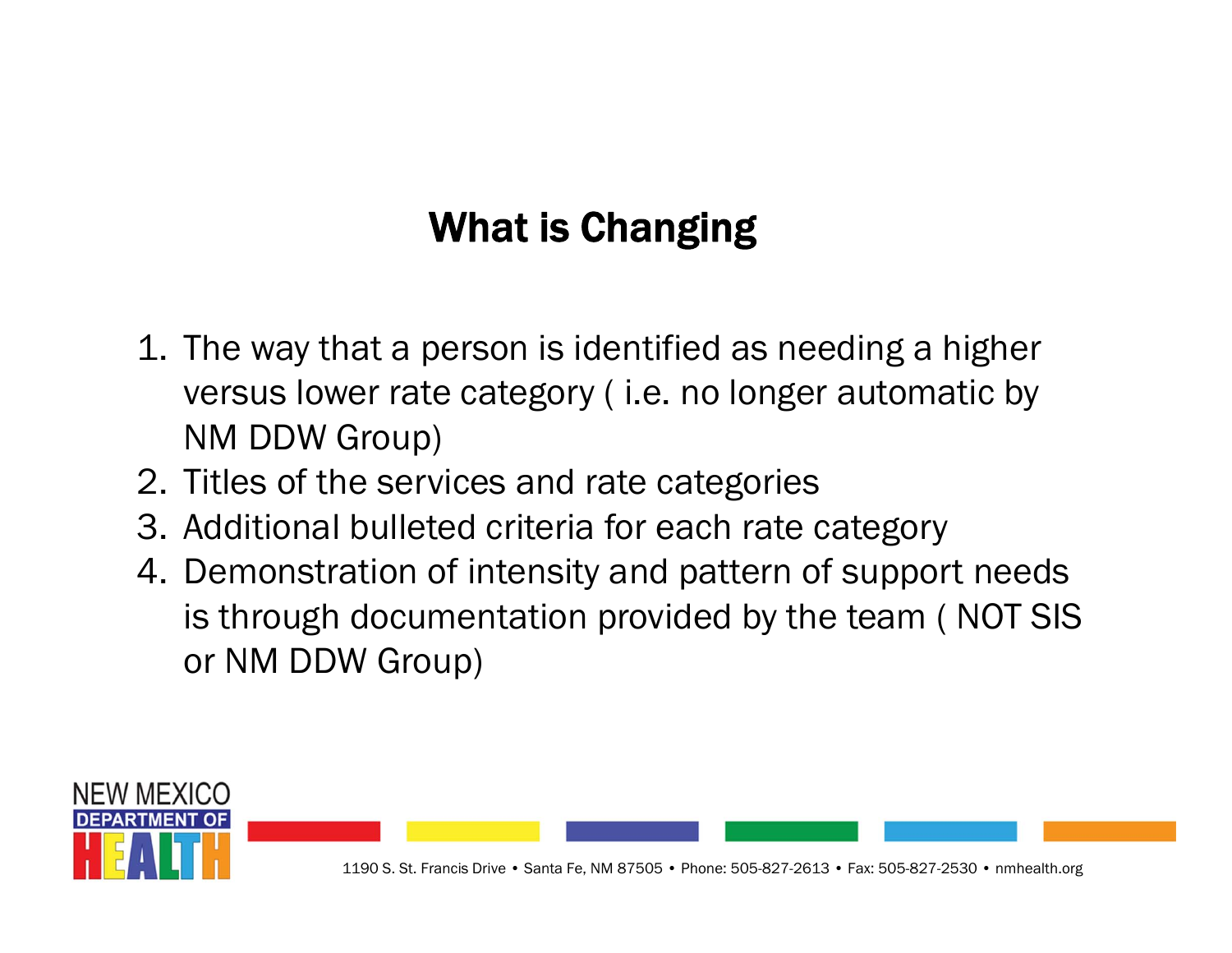# What is Changing

1. The way that a person is identified as needing a higher versus lower rate category ( i.e. no longer automatic by NM DDW Group)
2. Titles of the services and rate categories
3. Additional bulleted criteria for each rate category
4. Demonstration of intensity and pattern of support needs is through documentation provided by the team ( NOT SIS or NM DDW Group)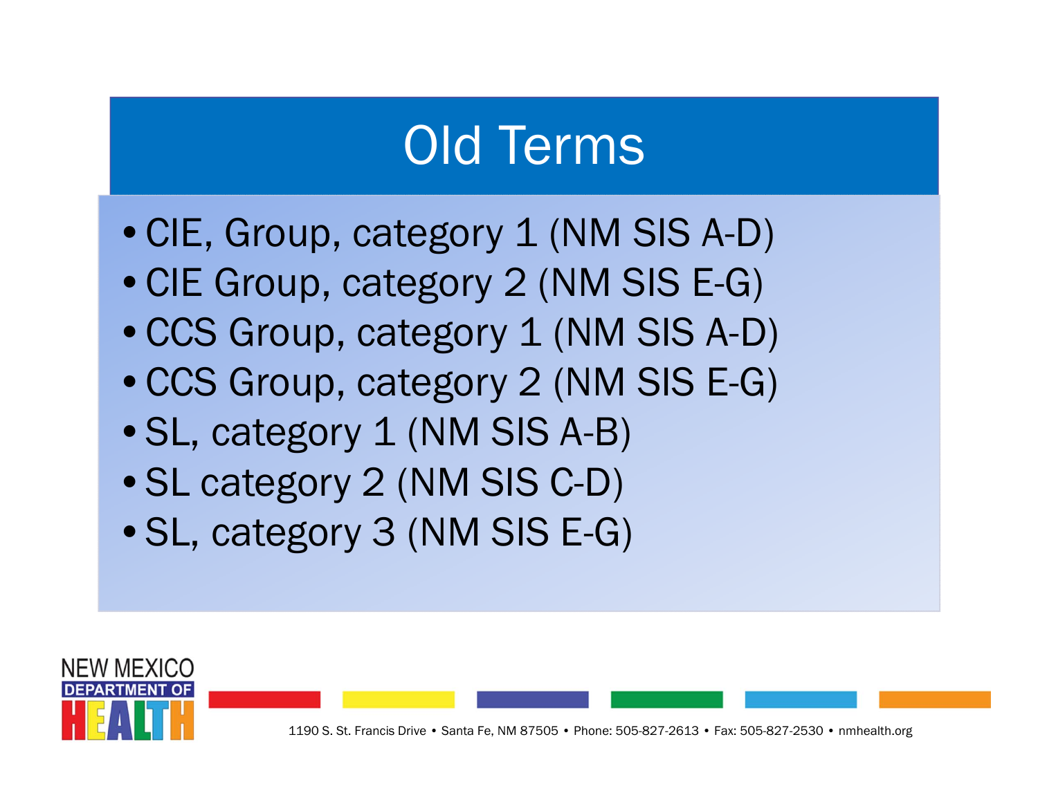# Old Terms

- CIE, Group, category 1 (NM SIS A-D)
- CIE Group, category 2 (NM SIS E-G)
- CCS Group, category 1 (NM SIS A-D)
- CCS Group, category 2 (NM SIS E-G)
- SL, category 1 (NM SIS A-B)
- SL category 2 (NM SIS C-D)
- SL, category 3 (NM SIS E-G)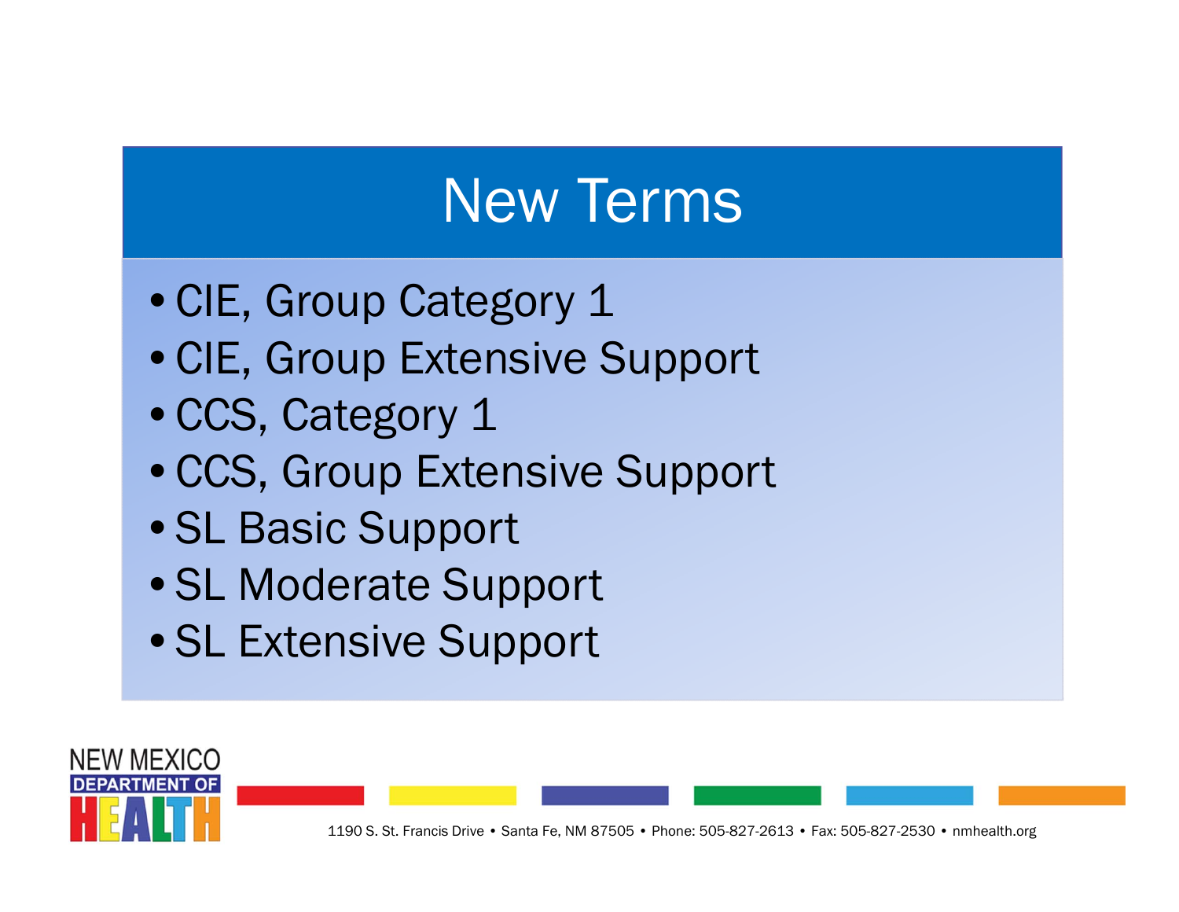# New Terms

- CIE, Group Category 1
- CIE, Group Extensive Support
- CCS, Category 1
- CCS, Group Extensive Support
- SL Basic Support
- SL Moderate Support
- SL Extensive Support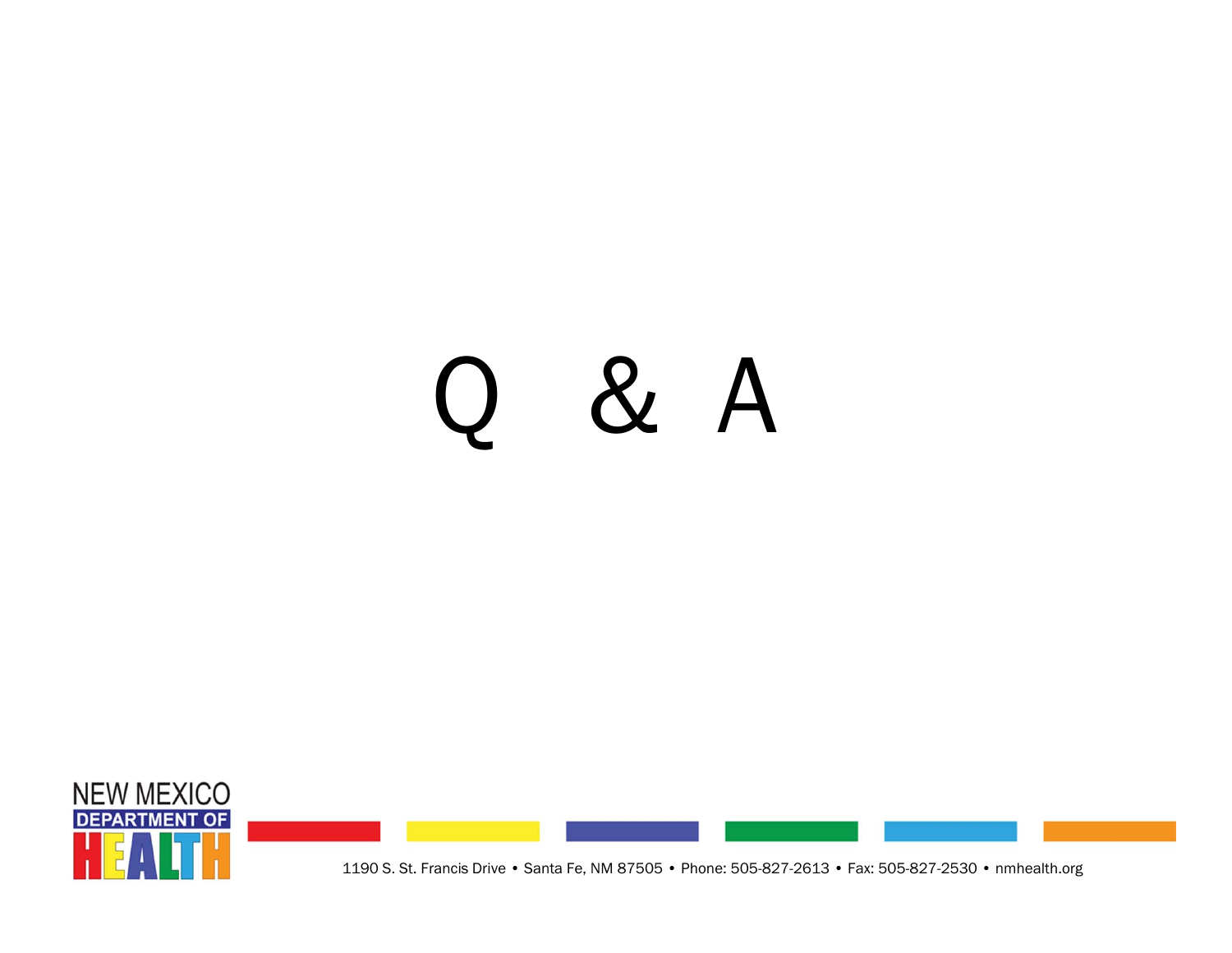# Q & A